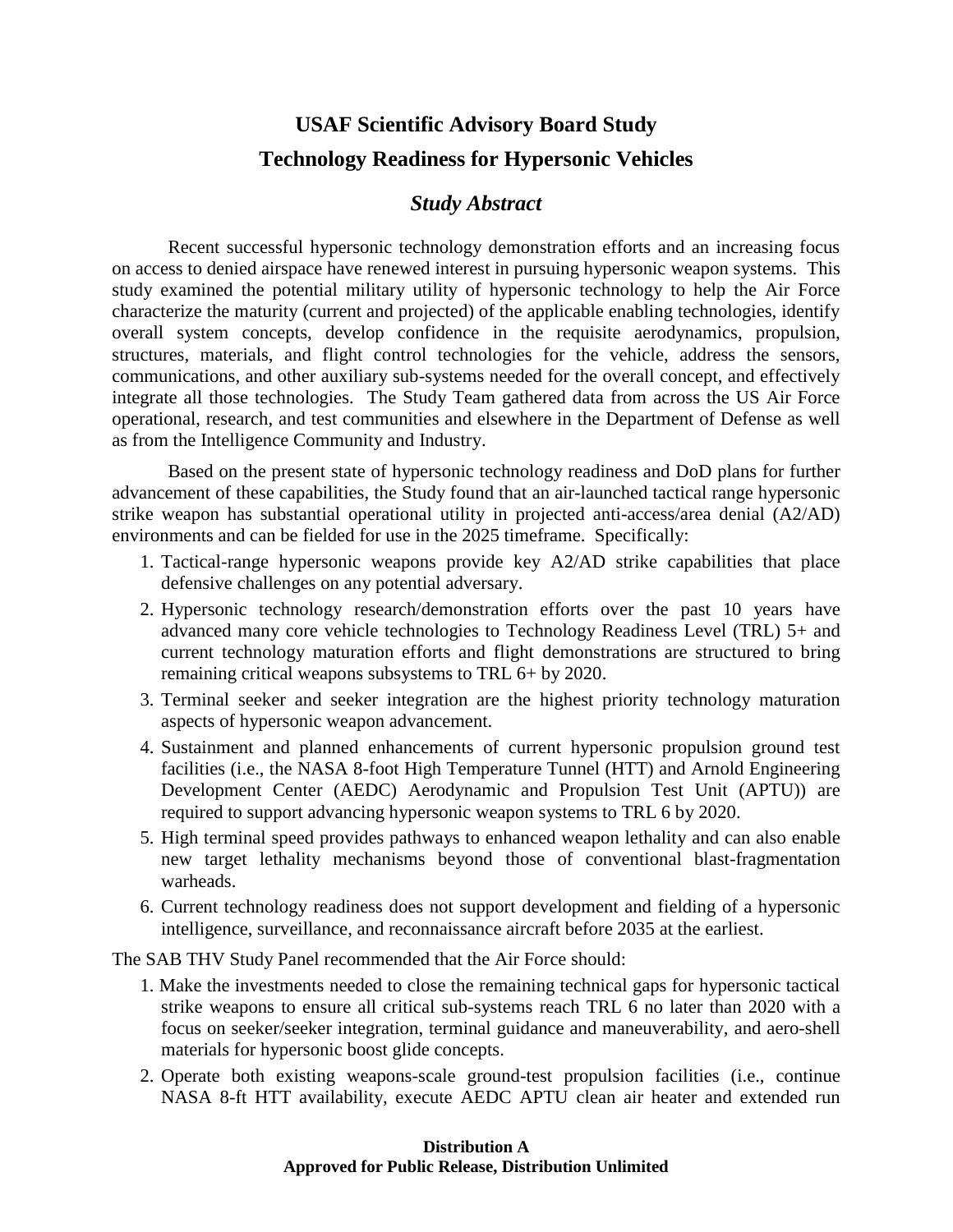# USAF Scientific Advisory Board Study

# Technology Readiness for Hypersonic Vehicles

## *Study Abstract*

Recent successful hypersonic technology demonstration efforts and an increasing focus on access to denied airspace have renewed interest in pursuing hypersonic weapon systems. This study examined the potential military utility of hypersonic technology to help the Air Force characterize the maturity (current and projected) of the applicable enabling technologies, identify overall system concepts, develop confidence in the requisite aerodynamics, propulsion, structures, materials, and flight control technologies for the vehicle, address the sensors, communications, and other auxiliary sub-systems needed for the overall concept, and effectively integrate all those technologies. The Study Team gathered data from across the US Air Force operational, research, and test communities and elsewhere in the Department of Defense as well as from the Intelligence Community and Industry.

Based on the present state of hypersonic technology readiness and DoD plans for further advancement of these capabilities, the Study found that an air-launched tactical range hypersonic strike weapon has substantial operational utility in projected anti-access/area denial (A2/AD) environments and can be fielded for use in the 2025 timeframe. Specifically:

1. Tactical-range hypersonic weapons provide key A2/AD strike capabilities that place defensive challenges on any potential adversary.
2. Hypersonic technology research/demonstration efforts over the past 10 years have advanced many core vehicle technologies to Technology Readiness Level (TRL) 5+ and current technology maturation efforts and flight demonstrations are structured to bring remaining critical weapons subsystems to TRL 6+ by 2020.
3. Terminal seeker and seeker integration are the highest priority technology maturation aspects of hypersonic weapon advancement.
4. Sustainment and planned enhancements of current hypersonic propulsion ground test facilities (i.e., the NASA 8-foot High Temperature Tunnel (HTT) and Arnold Engineering Development Center (AEDC) Aerodynamic and Propulsion Test Unit (APTU)) are required to support advancing hypersonic weapon systems to TRL 6 by 2020.
5. High terminal speed provides pathways to enhanced weapon lethality and can also enable new target lethality mechanisms beyond those of conventional blast-fragmentation warheads.
6. Current technology readiness does not support development and fielding of a hypersonic intelligence, surveillance, and reconnaissance aircraft before 2035 at the earliest.

The SAB THV Study Panel recommended that the Air Force should:

1. Make the investments needed to close the remaining technical gaps for hypersonic tactical strike weapons to ensure all critical sub-systems reach TRL 6 no later than 2020 with a focus on seeker/seeker integration, terminal guidance and maneuverability, and aero-shell materials for hypersonic boost glide concepts.
2. Operate both existing weapons-scale ground-test propulsion facilities (i.e., continue NASA 8-ft HTT availability, execute AEDC APTU clean air heater and extended run

**Distribution A**
**Approved for Public Release, Distribution Unlimited**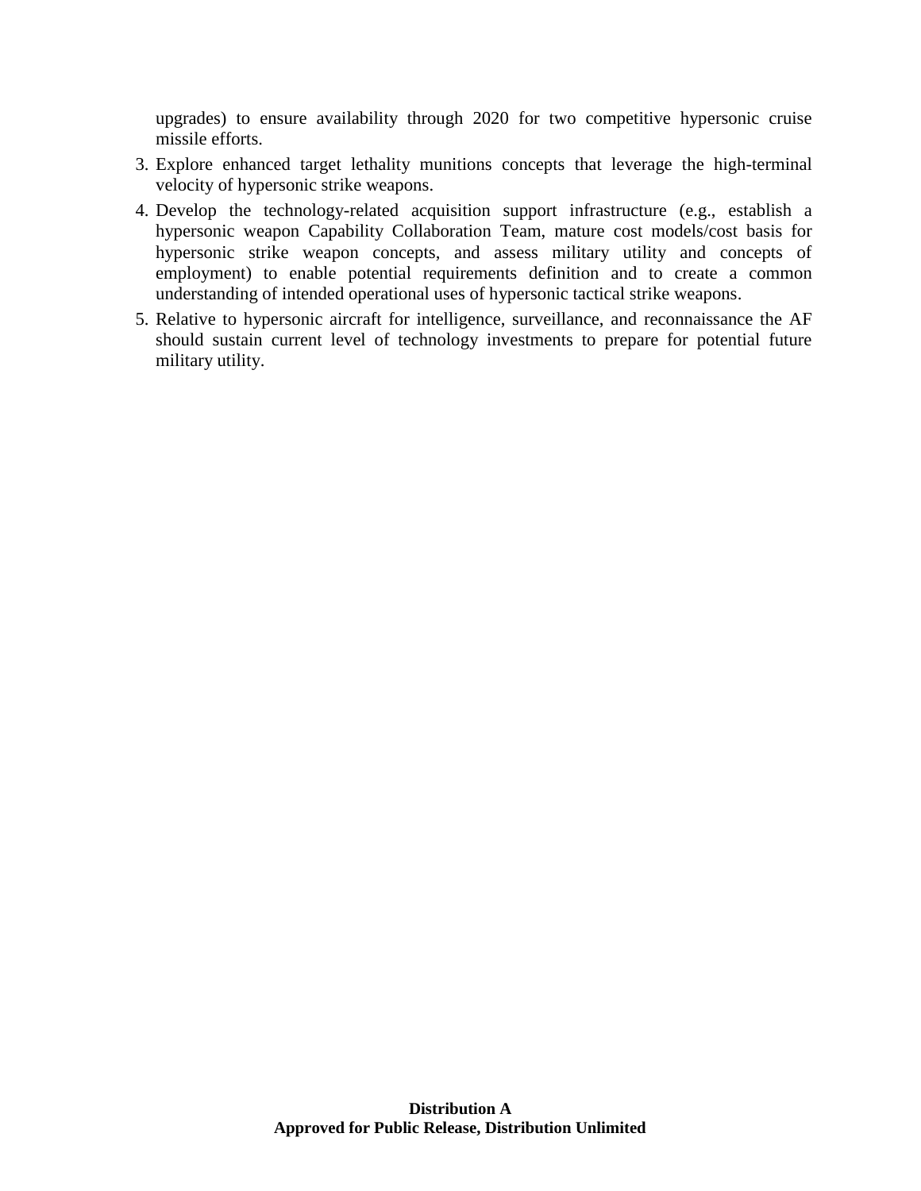upgrades) to ensure availability through 2020 for two competitive hypersonic cruise missile efforts.

3. Explore enhanced target lethality munitions concepts that leverage the high-terminal velocity of hypersonic strike weapons.
4. Develop the technology-related acquisition support infrastructure (e.g., establish a hypersonic weapon Capability Collaboration Team, mature cost models/cost basis for hypersonic strike weapon concepts, and assess military utility and concepts of employment) to enable potential requirements definition and to create a common understanding of intended operational uses of hypersonic tactical strike weapons.
5. Relative to hypersonic aircraft for intelligence, surveillance, and reconnaissance the AF should sustain current level of technology investments to prepare for potential future military utility.

**Distribution A**
**Approved for Public Release, Distribution Unlimited**